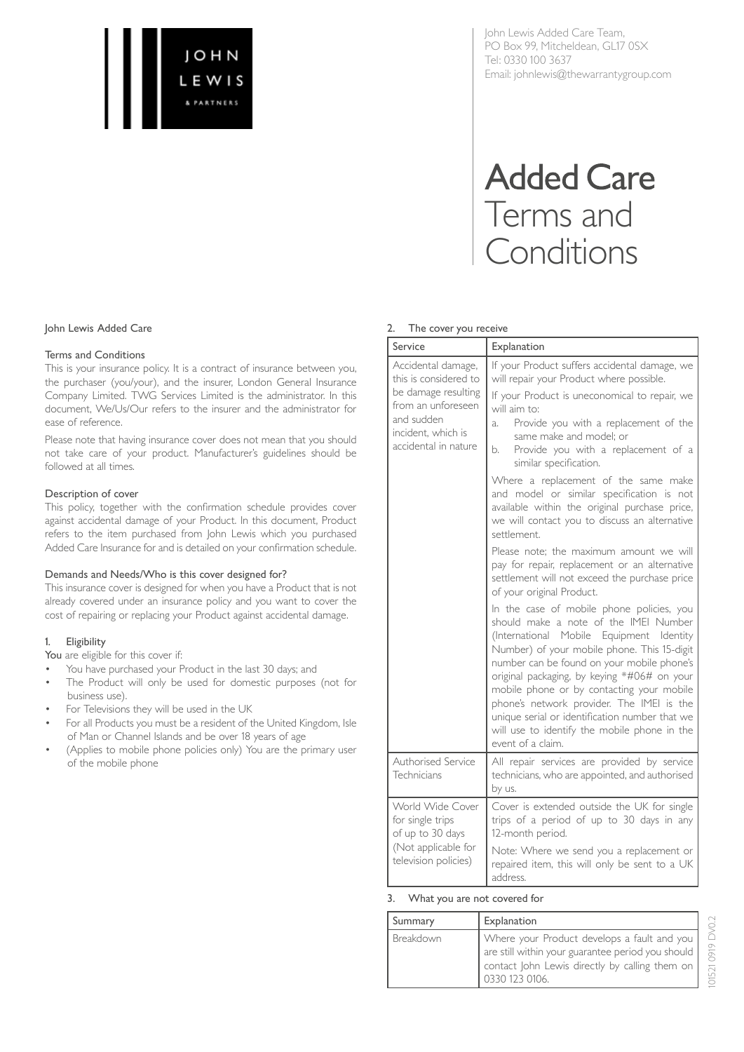John Lewis Added Care Team,
PO Box 99, Mitcheldean, GL17 0SX
Tel: 0330 100 3637
Email: johnlewis@thewarrantygroup.com

# Added Care Terms and Conditions

John Lewis Added Care

## Terms and Conditions

This is your insurance policy. It is a contract of insurance between you, the purchaser (you/your), and the insurer, London General Insurance Company Limited. TWG Services Limited is the administrator. In this document, We/Us/Our refers to the insurer and the administrator for ease of reference.

Please note that having insurance cover does not mean that you should not take care of your product. Manufacturer's guidelines should be followed at all times.

## Description of cover

This policy, together with the confirmation schedule provides cover against accidental damage of your Product. In this document, Product refers to the item purchased from John Lewis which you purchased Added Care Insurance for and is detailed on your confirmation schedule.

## Demands and Needs/Who is this cover designed for?

This insurance cover is designed for when you have a Product that is not already covered under an insurance policy and you want to cover the cost of repairing or replacing your Product against accidental damage.

## 1. Eligibility

**You** are eligible for this cover if:

- You have purchased your Product in the last 30 days; and
- The Product will only be used for domestic purposes (not for business use).
- For Televisions they will be used in the UK
- For all Products you must be a resident of the United Kingdom, Isle of Man or Channel Islands and be over 18 years of age
- (Applies to mobile phone policies only) You are the primary user of the mobile phone

## 2. The cover you receive

| Service | Explanation |
|---|---|
| Accidental damage, this is considered to be damage resulting from an unforeseen and sudden incident, which is accidental in nature | If your Product suffers accidental damage, we will repair your Product where possible.<br>If your Product is uneconomical to repair, we will aim to:<br>a. Provide you with a replacement of the same make and model; or<br>b. Provide you with a replacement of a similar specification.<br>Where a replacement of the same make and model or similar specification is not available within the original purchase price, we will contact you to discuss an alternative settlement.<br>Please note; the maximum amount we will pay for repair, replacement or an alternative settlement will not exceed the purchase price of your original Product.<br>In the case of mobile phone policies, you should make a note of the IMEI Number (International Mobile Equipment Identity Number) of your mobile phone. This 15-digit number can be found on your mobile phone's original packaging, by keying *#06# on your mobile phone or by contacting your mobile phone's network provider. The IMEI is the unique serial or identification number that we will use to identify the mobile phone in the event of a claim. |
| Authorised Service Technicians | All repair services are provided by service technicians, who are appointed, and authorised by us. |
| World Wide Cover for single trips of up to 30 days (Not applicable for television policies) | Cover is extended outside the UK for single trips of a period of up to 30 days in any 12-month period.<br>Note: Where we send you a replacement or repaired item, this will only be sent to a UK address. |

## 3. What you are not covered for

| Summary | Explanation |
|---|---|
| Breakdown | Where your Product develops a fault and you are still within your guarantee period you should contact John Lewis directly by calling them on 0330 123 0106. |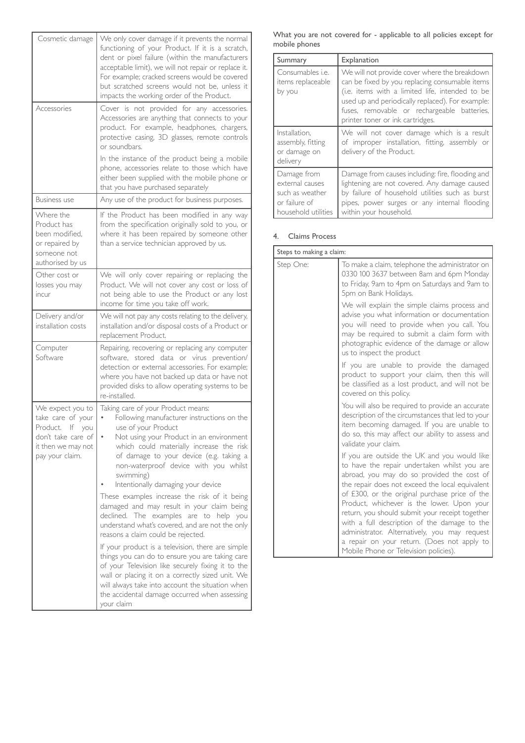| Cosmetic damage | We only cover damage if it prevents the normal functioning of your Product. If it is a scratch, dent or pixel failure (within the manufacturers acceptable limit), we will not repair or replace it. For example; cracked screens would be covered but scratched screens would not be, unless it impacts the working order of the Product. |
|---|---|
| Accessories | Cover is not provided for any accessories. Accessories are anything that connects to your product. For example, headphones, chargers, protective casing, 3D glasses, remote controls or soundbars.<br><br>In the instance of the product being a mobile phone, accessories relate to those which have either been supplied with the mobile phone or that you have purchased separately |
| Business use | Any use of the product for business purposes. |
| Where the Product has been modified, or repaired by someone not authorised by us | If the Product has been modified in any way from the specification originally sold to you, or where it has been repaired by someone other than a service technician approved by us. |
| Other cost or losses you may incur | We will only cover repairing or replacing the Product. We will not cover any cost or loss of not being able to use the Product or any lost income for time you take off work. |
| Delivery and/or installation costs | We will not pay any costs relating to the delivery, installation and/or disposal costs of a Product or replacement Product. |
| Computer Software | Repairing, recovering or replacing any computer software, stored data or virus prevention/detection or external accessories. For example; where you have not backed up data or have not provided disks to allow operating systems to be re-installed. |
| We expect you to take care of your Product. If you don't take care of it then we may not pay your claim. | Taking care of your Product means:<br>• Following manufacturer instructions on the use of your Product<br>• Not using your Product in an environment which could materially increase the risk of damage to your device (e.g. taking a non-waterproof device with you whilst swimming)<br>• Intentionally damaging your device<br><br>These examples increase the risk of it being damaged and may result in your claim being declined. The examples are to help you understand what's covered, and are not the only reasons a claim could be rejected.<br><br>If your product is a television, there are simple things you can do to ensure you are taking care of your Television like securely fixing it to the wall or placing it on a correctly sized unit. We will always take into account the situation when the accidental damage occurred when assessing your claim |

What you are not covered for - applicable to all policies except for mobile phones

| Summary | Explanation |
|---|---|
| Consumables i.e. items replaceable by you | We will not provide cover where the breakdown can be fixed by you replacing consumable items (i.e. items with a limited life, intended to be used up and periodically replaced). For example: fuses, removable or rechargeable batteries, printer toner or ink cartridges. |
| Installation, assembly, fitting or damage on delivery | We will not cover damage which is a result of improper installation, fitting, assembly or delivery of the Product. |
| Damage from external causes such as weather or failure of household utilities | Damage from causes including: fire, flooding and lightening are not covered. Any damage caused by failure of household utilities such as burst pipes, power surges or any internal flooding within your household. |

## 4. Claims Process

| Steps to making a claim: | |
|---|---|
| Step One: | To make a claim, telephone the administrator on 0330 100 3637 between 8am and 6pm Monday to Friday, 9am to 4pm on Saturdays and 9am to 5pm on Bank Holidays.<br><br>We will explain the simple claims process and advise you what information or documentation you will need to provide when you call. You may be required to submit a claim form with photographic evidence of the damage or allow us to inspect the product<br><br>If you are unable to provide the damaged product to support your claim, then this will be classified as a lost product, and will not be covered on this policy.<br><br>You will also be required to provide an accurate description of the circumstances that led to your item becoming damaged. If you are unable to do so, this may affect our ability to assess and validate your claim.<br><br>If you are outside the UK and you would like to have the repair undertaken whilst you are abroad, you may do so provided the cost of the repair does not exceed the local equivalent of £300, or the original purchase price of the Product, whichever is the lower. Upon your return, you should submit your receipt together with a full description of the damage to the administrator. Alternatively, you may request a repair on your return. (Does not apply to Mobile Phone or Television policies). |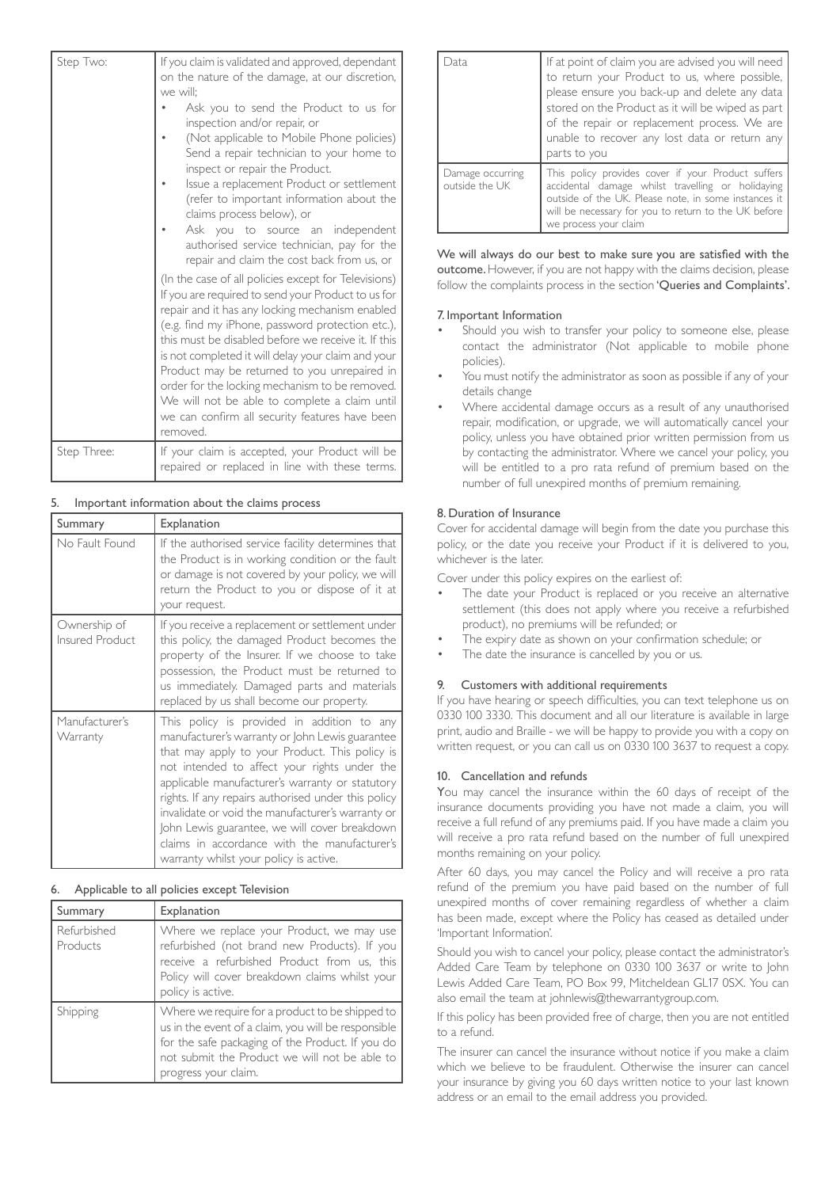| | |
|---|---|
| Step Two: | If you claim is validated and approved, dependant on the nature of the damage, at our discretion, we will;<br>• Ask you to send the Product to us for inspection and/or repair, or<br>• (Not applicable to Mobile Phone policies) Send a repair technician to your home to inspect or repair the Product.<br>• Issue a replacement Product or settlement (refer to important information about the claims process below), or<br>• Ask you to source an independent authorised service technician, pay for the repair and claim the cost back from us, or<br><br>(In the case of all policies except for Televisions) If you are required to send your Product to us for repair and it has any locking mechanism enabled (e.g. find my iPhone, password protection etc.), this must be disabled before we receive it. If this is not completed it will delay your claim and your Product may be returned to you unrepaired in order for the locking mechanism to be removed. We will not be able to complete a claim until we can confirm all security features have been removed. |
| Step Three: | If your claim is accepted, your Product will be repaired or replaced in line with these terms. |

## 5. Important information about the claims process

| Summary | Explanation |
|---|---|
| No Fault Found | If the authorised service facility determines that the Product is in working condition or the fault or damage is not covered by your policy, we will return the Product to you or dispose of it at your request. |
| Ownership of Insured Product | If you receive a replacement or settlement under this policy, the damaged Product becomes the property of the Insurer. If we choose to take possession, the Product must be returned to us immediately. Damaged parts and materials replaced by us shall become our property. |
| Manufacturer's Warranty | This policy is provided in addition to any manufacturer's warranty or John Lewis guarantee that may apply to your Product. This policy is not intended to affect your rights under the applicable manufacturer's warranty or statutory rights. If any repairs authorised under this policy invalidate or void the manufacturer's warranty or John Lewis guarantee, we will cover breakdown claims in accordance with the manufacturer's warranty whilst your policy is active. |

## 6. Applicable to all policies except Television

| Summary | Explanation |
|---|---|
| Refurbished Products | Where we replace your Product, we may use refurbished (not brand new Products). If you receive a refurbished Product from us, this Policy will cover breakdown claims whilst your policy is active. |
| Shipping | Where we require for a product to be shipped to us in the event of a claim, you will be responsible for the safe packaging of the Product. If you do not submit the Product we will not be able to progress your claim. |
| Data | If at point of claim you are advised you will need to return your Product to us, where possible, please ensure you back-up and delete any data stored on the Product as it will be wiped as part of the repair or replacement process. We are unable to recover any lost data or return any parts to you |
| Damage occurring outside the UK | This policy provides cover if your Product suffers accidental damage whilst travelling or holidaying outside of the UK. Please note, in some instances it will be necessary for you to return to the UK before we process your claim |

**We will always do our best to make sure you are satisfied with the outcome.** However, if you are not happy with the claims decision, please follow the complaints process in the section **'Queries and Complaints'.**

## 7. Important Information

- Should you wish to transfer your policy to someone else, please contact the administrator (Not applicable to mobile phone policies).
- You must notify the administrator as soon as possible if any of your details change
- Where accidental damage occurs as a result of any unauthorised repair, modification, or upgrade, we will automatically cancel your policy, unless you have obtained prior written permission from us by contacting the administrator. Where we cancel your policy, you will be entitled to a pro rata refund of premium based on the number of full unexpired months of premium remaining.

## 8. Duration of Insurance

Cover for accidental damage will begin from the date you purchase this policy, or the date you receive your Product if it is delivered to you, whichever is the later.

Cover under this policy expires on the earliest of:

- The date your Product is replaced or you receive an alternative settlement (this does not apply where you receive a refurbished product), no premiums will be refunded; or
- The expiry date as shown on your confirmation schedule; or
- The date the insurance is cancelled by you or us.

## 9. Customers with additional requirements

If you have hearing or speech difficulties, you can text telephone us on 0330 100 3330. This document and all our literature is available in large print, audio and Braille - we will be happy to provide you with a copy on written request, or you can call us on 0330 100 3637 to request a copy.

## 10. Cancellation and refunds

You may cancel the insurance within the 60 days of receipt of the insurance documents providing you have not made a claim, you will receive a full refund of any premiums paid. If you have made a claim you will receive a pro rata refund based on the number of full unexpired months remaining on your policy.

After 60 days, you may cancel the Policy and will receive a pro rata refund of the premium you have paid based on the number of full unexpired months of cover remaining regardless of whether a claim has been made, except where the Policy has ceased as detailed under 'Important Information'.

Should you wish to cancel your policy, please contact the administrator's Added Care Team by telephone on 0330 100 3637 or write to John Lewis Added Care Team, PO Box 99, Mitcheldean GL17 0SX. You can also email the team at johnlewis@thewarrantygroup.com.

If this policy has been provided free of charge, then you are not entitled to a refund.

The insurer can cancel the insurance without notice if you make a claim which we believe to be fraudulent. Otherwise the insurer can cancel your insurance by giving you 60 days written notice to your last known address or an email to the email address you provided.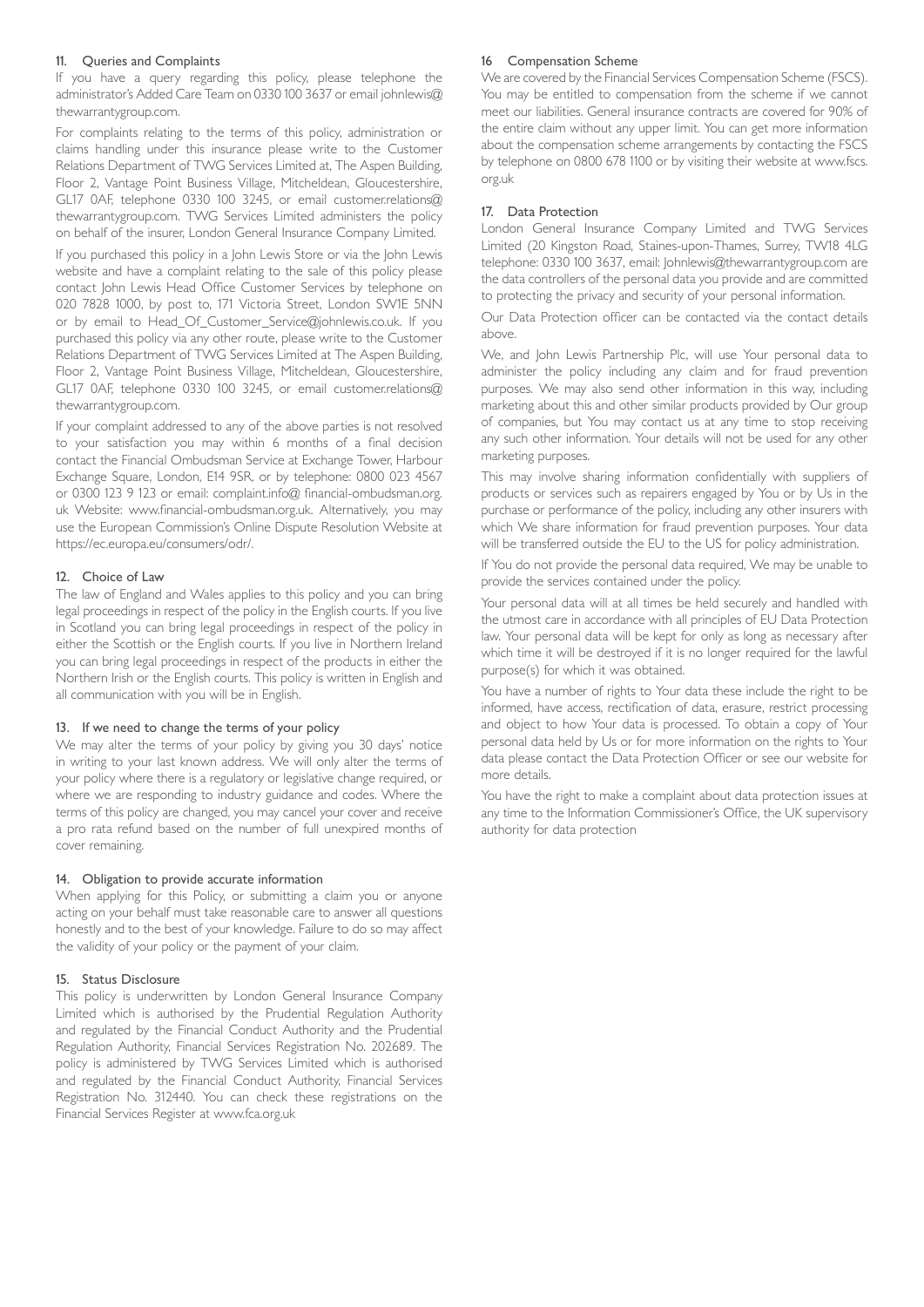## 11. Queries and Complaints

If you have a query regarding this policy, please telephone the administrator's Added Care Team on 0330 100 3637 or email johnlewis@thewarrantygroup.com.

For complaints relating to the terms of this policy, administration or claims handling under this insurance please write to the Customer Relations Department of TWG Services Limited at, The Aspen Building, Floor 2, Vantage Point Business Village, Mitcheldean, Gloucestershire, GL17 0AF, telephone 0330 100 3245, or email customer.relations@thewarrantygroup.com. TWG Services Limited administers the policy on behalf of the insurer, London General Insurance Company Limited.

If you purchased this policy in a John Lewis Store or via the John Lewis website and have a complaint relating to the sale of this policy please contact John Lewis Head Office Customer Services by telephone on 020 7828 1000, by post to, 171 Victoria Street, London SW1E 5NN or by email to Head_Of_Customer_Service@johnlewis.co.uk. If you purchased this policy via any other route, please write to the Customer Relations Department of TWG Services Limited at The Aspen Building, Floor 2, Vantage Point Business Village, Mitcheldean, Gloucestershire, GL17 0AF, telephone 0330 100 3245, or email customer.relations@thewarrantygroup.com.

If your complaint addressed to any of the above parties is not resolved to your satisfaction you may within 6 months of a final decision contact the Financial Ombudsman Service at Exchange Tower, Harbour Exchange Square, London, E14 9SR, or by telephone: 0800 023 4567 or 0300 123 9 123 or email: complaint.info@ financial-ombudsman.org.uk Website: www.financial-ombudsman.org.uk. Alternatively, you may use the European Commission's Online Dispute Resolution Website at https://ec.europa.eu/consumers/odr/.

## 12. Choice of Law

The law of England and Wales applies to this policy and you can bring legal proceedings in respect of the policy in the English courts. If you live in Scotland you can bring legal proceedings in respect of the policy in either the Scottish or the English courts. If you live in Northern Ireland you can bring legal proceedings in respect of the products in either the Northern Irish or the English courts. This policy is written in English and all communication with you will be in English.

## 13. If we need to change the terms of your policy

We may alter the terms of your policy by giving you 30 days' notice in writing to your last known address. We will only alter the terms of your policy where there is a regulatory or legislative change required, or where we are responding to industry guidance and codes. Where the terms of this policy are changed, you may cancel your cover and receive a pro rata refund based on the number of full unexpired months of cover remaining.

## 14. Obligation to provide accurate information

When applying for this Policy, or submitting a claim you or anyone acting on your behalf must take reasonable care to answer all questions honestly and to the best of your knowledge. Failure to do so may affect the validity of your policy or the payment of your claim.

## 15. Status Disclosure

This policy is underwritten by London General Insurance Company Limited which is authorised by the Prudential Regulation Authority and regulated by the Financial Conduct Authority and the Prudential Regulation Authority, Financial Services Registration No. 202689. The policy is administered by TWG Services Limited which is authorised and regulated by the Financial Conduct Authority, Financial Services Registration No. 312440. You can check these registrations on the Financial Services Register at www.fca.org.uk

## 16 Compensation Scheme

We are covered by the Financial Services Compensation Scheme (FSCS). You may be entitled to compensation from the scheme if we cannot meet our liabilities. General insurance contracts are covered for 90% of the entire claim without any upper limit. You can get more information about the compensation scheme arrangements by contacting the FSCS by telephone on 0800 678 1100 or by visiting their website at www.fscs.org.uk

## 17. Data Protection

London General Insurance Company Limited and TWG Services Limited (20 Kingston Road, Staines-upon-Thames, Surrey, TW18 4LG telephone: 0330 100 3637, email: Johnlewis@thewarrantygroup.com are the data controllers of the personal data you provide and are committed to protecting the privacy and security of your personal information.

Our Data Protection officer can be contacted via the contact details above.

We, and John Lewis Partnership Plc, will use Your personal data to administer the policy including any claim and for fraud prevention purposes. We may also send other information in this way, including marketing about this and other similar products provided by Our group of companies, but You may contact us at any time to stop receiving any such other information. Your details will not be used for any other marketing purposes.

This may involve sharing information confidentially with suppliers of products or services such as repairers engaged by You or by Us in the purchase or performance of the policy, including any other insurers with which We share information for fraud prevention purposes. Your data will be transferred outside the EU to the US for policy administration.

If You do not provide the personal data required, We may be unable to provide the services contained under the policy.

Your personal data will at all times be held securely and handled with the utmost care in accordance with all principles of EU Data Protection law. Your personal data will be kept for only as long as necessary after which time it will be destroyed if it is no longer required for the lawful purpose(s) for which it was obtained.

You have a number of rights to Your data these include the right to be informed, have access, rectification of data, erasure, restrict processing and object to how Your data is processed. To obtain a copy of Your personal data held by Us or for more information on the rights to Your data please contact the Data Protection Officer or see our website for more details.

You have the right to make a complaint about data protection issues at any time to the Information Commissioner's Office, the UK supervisory authority for data protection